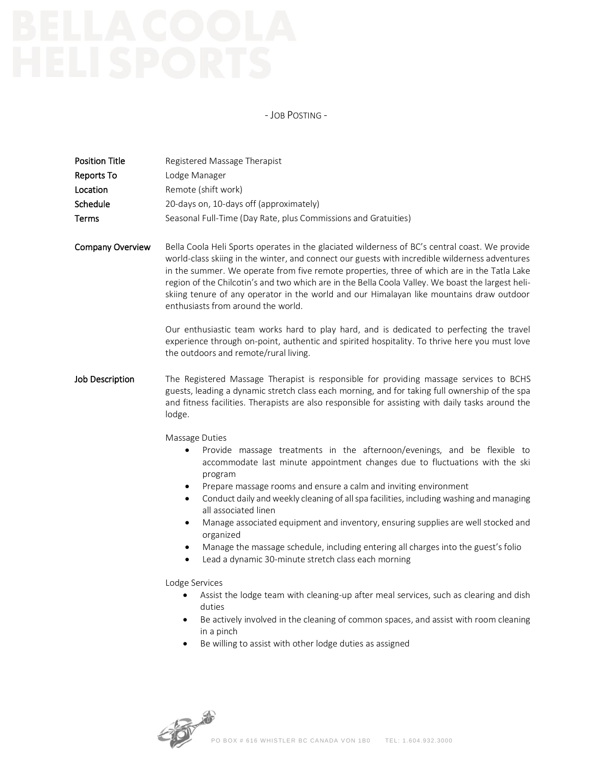# BELLA COOLA HELI SPORTS

- JOB POSTING -

| | |
|---|---|
| **Position Title** | Registered Massage Therapist |
| **Reports To** | Lodge Manager |
| **Location** | Remote (shift work) |
| **Schedule** | 20-days on, 10-days off (approximately) |
| **Terms** | Seasonal Full-Time (Day Rate, plus Commissions and Gratuities) |

## Company Overview

Bella Coola Heli Sports operates in the glaciated wilderness of BC's central coast. We provide world-class skiing in the winter, and connect our guests with incredible wilderness adventures in the summer. We operate from five remote properties, three of which are in the Tatla Lake region of the Chilcotin's and two which are in the Bella Coola Valley. We boast the largest heli-skiing tenure of any operator in the world and our Himalayan like mountains draw outdoor enthusiasts from around the world.

Our enthusiastic team works hard to play hard, and is dedicated to perfecting the travel experience through on-point, authentic and spirited hospitality. To thrive here you must love the outdoors and remote/rural living.

## Job Description

The Registered Massage Therapist is responsible for providing massage services to BCHS guests, leading a dynamic stretch class each morning, and for taking full ownership of the spa and fitness facilities. Therapists are also responsible for assisting with daily tasks around the lodge.

Massage Duties

- Provide massage treatments in the afternoon/evenings, and be flexible to accommodate last minute appointment changes due to fluctuations with the ski program
- Prepare massage rooms and ensure a calm and inviting environment
- Conduct daily and weekly cleaning of all spa facilities, including washing and managing all associated linen
- Manage associated equipment and inventory, ensuring supplies are well stocked and organized
- Manage the massage schedule, including entering all charges into the guest's folio
- Lead a dynamic 30-minute stretch class each morning

Lodge Services

- Assist the lodge team with cleaning-up after meal services, such as clearing and dish duties
- Be actively involved in the cleaning of common spaces, and assist with room cleaning in a pinch
- Be willing to assist with other lodge duties as assigned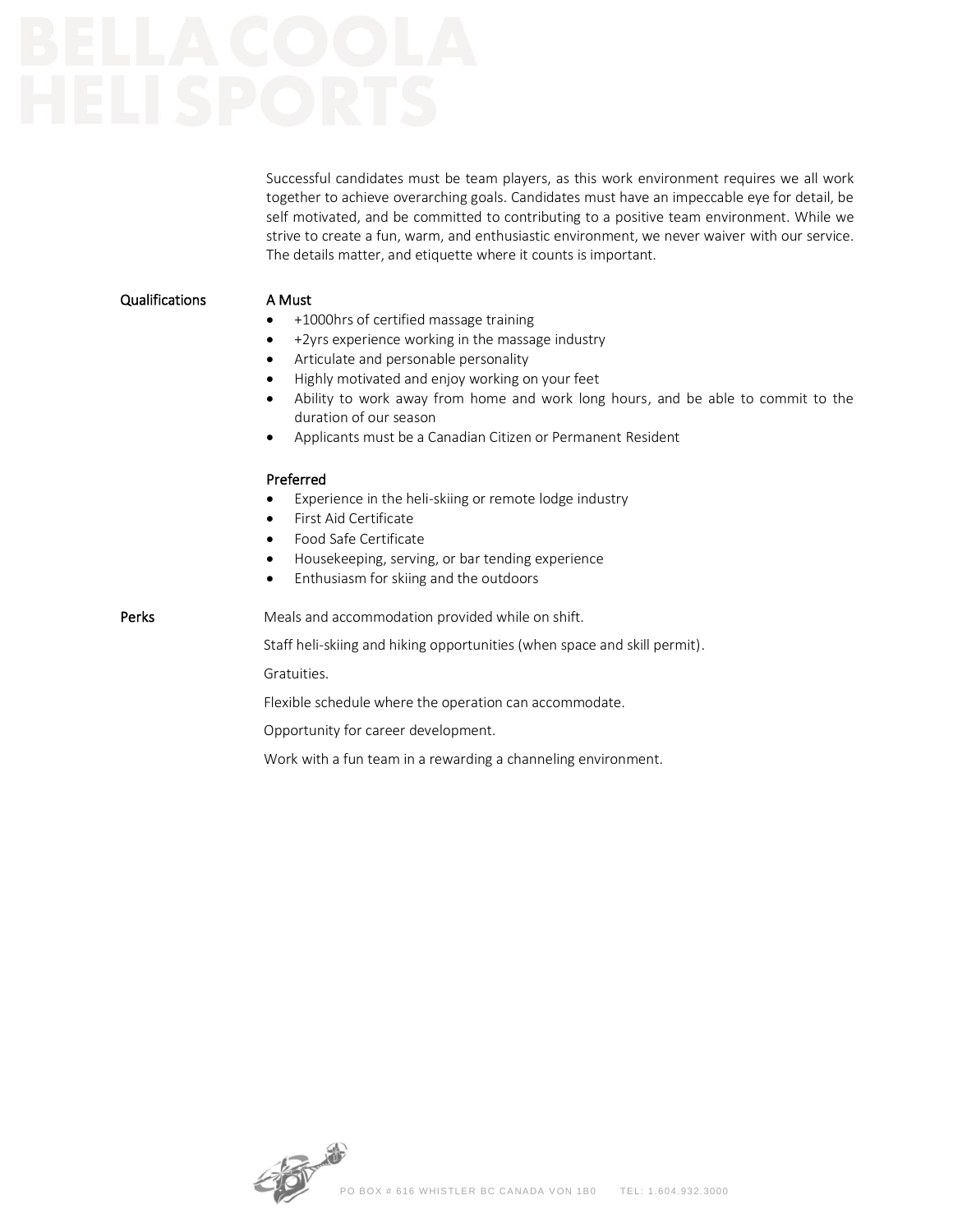Successful candidates must be team players, as this work environment requires we all work together to achieve overarching goals. Candidates must have an impeccable eye for detail, be self motivated, and be committed to contributing to a positive team environment. While we strive to create a fun, warm, and enthusiastic environment, we never waiver with our service. The details matter, and etiquette where it counts is important.

**Qualifications**

**A Must**

- +1000hrs of certified massage training
- +2yrs experience working in the massage industry
- Articulate and personable personality
- Highly motivated and enjoy working on your feet
- Ability to work away from home and work long hours, and be able to commit to the duration of our season
- Applicants must be a Canadian Citizen or Permanent Resident

**Preferred**

- Experience in the heli-skiing or remote lodge industry
- First Aid Certificate
- Food Safe Certificate
- Housekeeping, serving, or bar tending experience
- Enthusiasm for skiing and the outdoors

**Perks**

Meals and accommodation provided while on shift.

Staff heli-skiing and hiking opportunities (when space and skill permit).

Gratuities.

Flexible schedule where the operation can accommodate.

Opportunity for career development.

Work with a fun team in a rewarding a channeling environment.